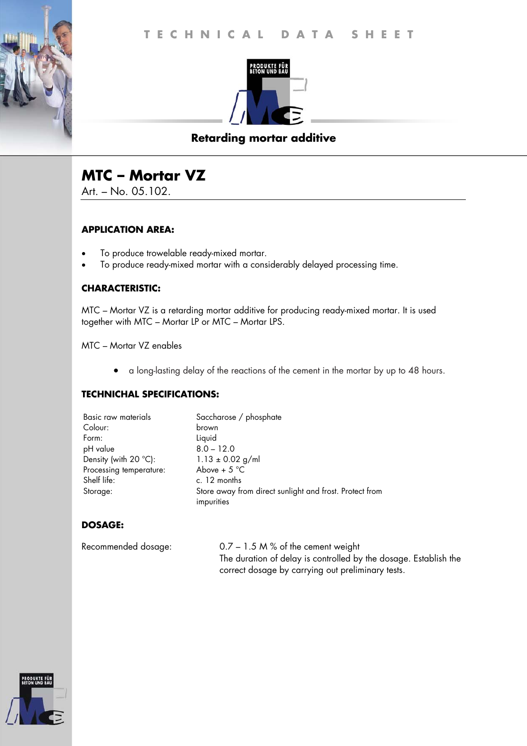# TECHNICAL DATA SHEET

PRODUKTE FÜR BETON UND BAU

**Retarding mortar additive**

## MTC – Mortar VZ

Art. – No. 05.102.

### APPLICATION AREA:

- To produce trowelable ready-mixed mortar.
- To produce ready-mixed mortar with a considerably delayed processing time.

### CHARACTERISTIC:

MTC – Mortar VZ is a retarding mortar additive for producing ready-mixed mortar. It is used together with MTC – Mortar LP or MTC – Mortar LPS.

MTC – Mortar VZ enables

- a long-lasting delay of the reactions of the cement in the mortar by up to 48 hours.

### TECHNICHAL SPECIFICATIONS:

| | |
|---|---|
| Basic raw materials | Saccharose / phosphate |
| Colour: | brown |
| Form: | Liquid |
| pH value | 8.0 – 12.0 |
| Density (with 20 °C): | 1.13 ± 0.02 g/ml |
| Processing temperature: | Above + 5 °C |
| Shelf life: | c. 12 months |
| Storage: | Store away from direct sunlight and frost. Protect from impurities |

### DOSAGE:

| | |
|---|---|
| Recommended dosage: | 0.7 – 1.5 M % of the cement weight<br>The duration of delay is controlled by the dosage. Establish the correct dosage by carrying out preliminary tests. |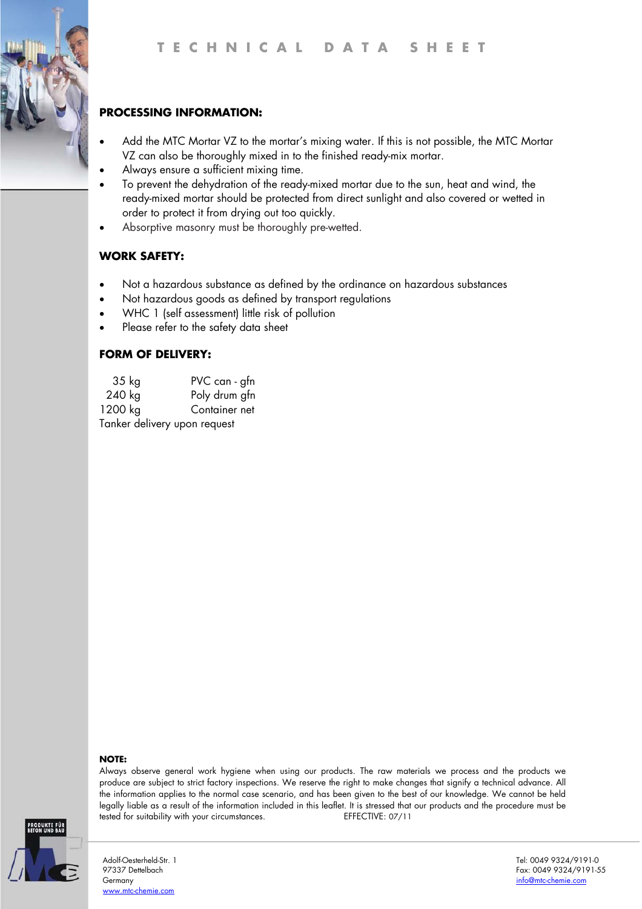## PROCESSING INFORMATION:

- Add the MTC Mortar VZ to the mortar's mixing water. If this is not possible, the MTC Mortar VZ can also be thoroughly mixed in to the finished ready-mix mortar.
- Always ensure a sufficient mixing time.
- To prevent the dehydration of the ready-mixed mortar due to the sun, heat and wind, the ready-mixed mortar should be protected from direct sunlight and also covered or wetted in order to protect it from drying out too quickly.
- Absorptive masonry must be thoroughly pre-wetted.

## WORK SAFETY:

- Not a hazardous substance as defined by the ordinance on hazardous substances
- Not hazardous goods as defined by transport regulations
- WHC 1 (self assessment) little risk of pollution
- Please refer to the safety data sheet

## FORM OF DELIVERY:

| | |
|---|---|
| 35 kg | PVC can - gfn |
| 240 kg | Poly drum gfn |
| 1200 kg | Container net |

Tanker delivery upon request

**NOTE:**
Always observe general work hygiene when using our products. The raw materials we process and the products we produce are subject to strict factory inspections. We reserve the right to make changes that signify a technical advance. All the information applies to the normal case scenario, and has been given to the best of our knowledge. We cannot be held legally liable as a result of the information included in this leaflet. It is stressed that our products and the procedure must be tested for suitability with your circumstances. EFFECTIVE: 07/11

Adolf-Oesterheld-Str. 1
97337 Dettelbach
Germany
www.mtc-chemie.com

Tel: 0049 9324/9191-0
Fax: 0049 9324/9191-55
info@mtc-chemie.com